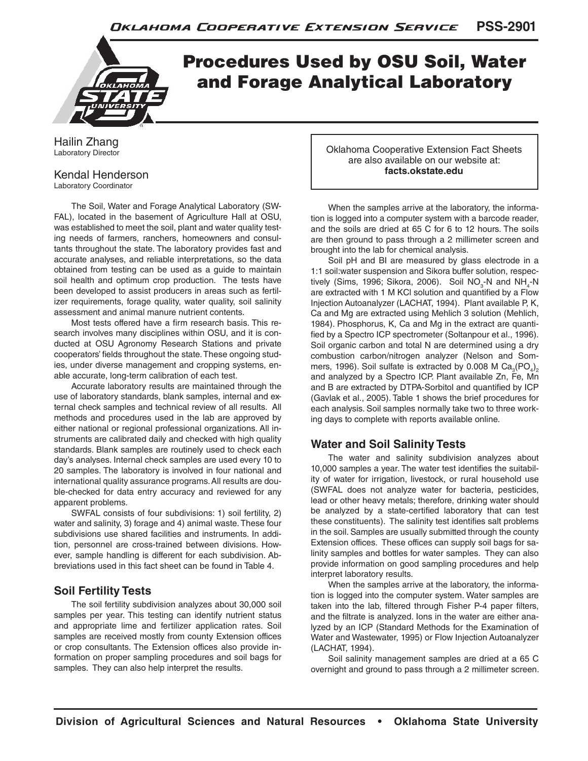# Procedures Used by OSU Soil, Water and Forage Analytical Laboratory

Hailin Zhang
Laboratory Director

Kendal Henderson
Laboratory Coordinator

Oklahoma Cooperative Extension Fact Sheets are also available on our website at: **facts.okstate.edu**

The Soil, Water and Forage Analytical Laboratory (SWFAL), located in the basement of Agriculture Hall at OSU, was established to meet the soil, plant and water quality testing needs of farmers, ranchers, homeowners and consultants throughout the state. The laboratory provides fast and accurate analyses, and reliable interpretations, so the data obtained from testing can be used as a guide to maintain soil health and optimum crop production. The tests have been developed to assist producers in areas such as fertilizer requirements, forage quality, water quality, soil salinity assessment and animal manure nutrient contents.

Most tests offered have a firm research basis. This research involves many disciplines within OSU, and it is conducted at OSU Agronomy Research Stations and private cooperators' fields throughout the state. These ongoing studies, under diverse management and cropping systems, enable accurate, long-term calibration of each test.

Accurate laboratory results are maintained through the use of laboratory standards, blank samples, internal and external check samples and technical review of all results. All methods and procedures used in the lab are approved by either national or regional professional organizations. All instruments are calibrated daily and checked with high quality standards. Blank samples are routinely used to check each day's analyses. Internal check samples are used every 10 to 20 samples. The laboratory is involved in four national and international quality assurance programs. All results are double-checked for data entry accuracy and reviewed for any apparent problems.

SWFAL consists of four subdivisions: 1) soil fertility, 2) water and salinity, 3) forage and 4) animal waste. These four subdivisions use shared facilities and instruments. In addition, personnel are cross-trained between divisions. However, sample handling is different for each subdivision. Abbreviations used in this fact sheet can be found in Table 4.

## Soil Fertility Tests

The soil fertility subdivision analyzes about 30,000 soil samples per year. This testing can identify nutrient status and appropriate lime and fertilizer application rates. Soil samples are received mostly from county Extension offices or crop consultants. The Extension offices also provide information on proper sampling procedures and soil bags for samples. They can also help interpret the results.

When the samples arrive at the laboratory, the information is logged into a computer system with a barcode reader, and the soils are dried at 65 C for 6 to 12 hours. The soils are then ground to pass through a 2 millimeter screen and brought into the lab for chemical analysis.

Soil pH and BI are measured by glass electrode in a 1:1 soil:water suspension and Sikora buffer solution, respectively (Sims, 1996; Sikora, 2006). Soil $NO_3$-N and $NH_4$-N are extracted with 1 M KCl solution and quantified by a Flow Injection Autoanalyzer (LACHAT, 1994). Plant available P, K, Ca and Mg are extracted using Mehlich 3 solution (Mehlich, 1984). Phosphorus, K, Ca and Mg in the extract are quantified by a Spectro ICP spectrometer (Soltanpour et al., 1996). Soil organic carbon and total N are determined using a dry combustion carbon/nitrogen analyzer (Nelson and Sommers, 1996). Soil sulfate is extracted by 0.008 M $Ca_3(PO_4)_2$ and analyzed by a Spectro ICP. Plant available Zn, Fe, Mn and B are extracted by DTPA-Sorbitol and quantified by ICP (Gavlak et al., 2005). Table 1 shows the brief procedures for each analysis. Soil samples normally take two to three working days to complete with reports available online.

## Water and Soil Salinity Tests

The water and salinity subdivision analyzes about 10,000 samples a year. The water test identifies the suitability of water for irrigation, livestock, or rural household use (SWFAL does not analyze water for bacteria, pesticides, lead or other heavy metals; therefore, drinking water should be analyzed by a state-certified laboratory that can test these constituents). The salinity test identifies salt problems in the soil. Samples are usually submitted through the county Extension offices. These offices can supply soil bags for salinity samples and bottles for water samples. They can also provide information on good sampling procedures and help interpret laboratory results.

When the samples arrive at the laboratory, the information is logged into the computer system. Water samples are taken into the lab, filtered through Fisher P-4 paper filters, and the filtrate is analyzed. Ions in the water are either analyzed by an ICP (Standard Methods for the Examination of Water and Wastewater, 1995) or Flow Injection Autoanalyzer (LACHAT, 1994).

Soil salinity management samples are dried at a 65 C overnight and ground to pass through a 2 millimeter screen.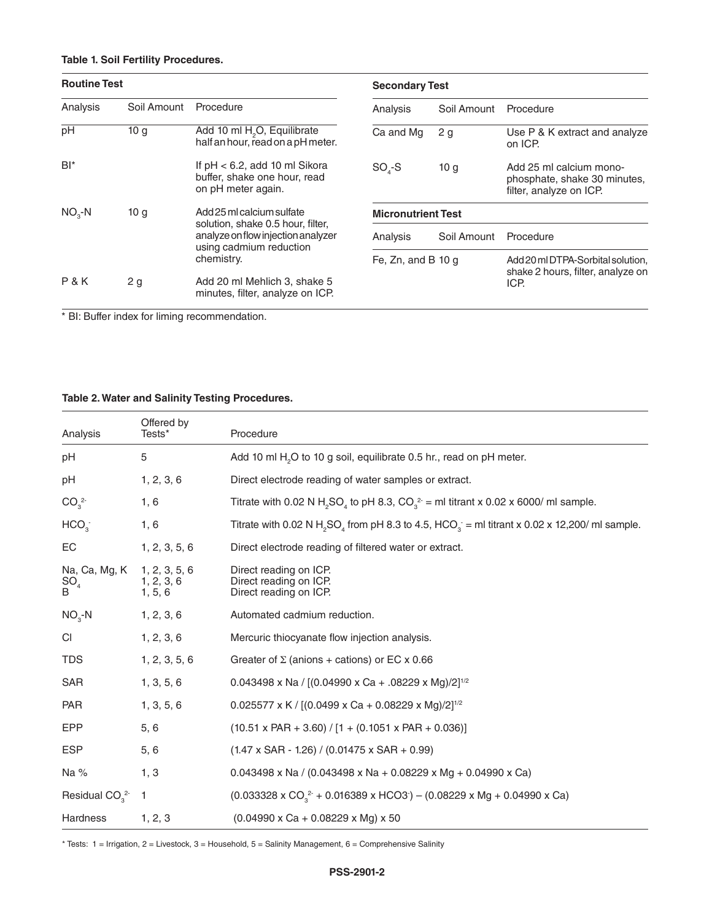**Table 1. Soil Fertility Procedures.**

**Routine Test**

| Analysis | Soil Amount | Procedure |
|---|---|---|
| pH | 10 g | Add 10 ml $H_2O$, Equilibrate half an hour, read on a pH meter. |
| BI* | | If pH < 6.2, add 10 ml Sikora buffer, shake one hour, read on pH meter again. |
| $NO_3$-N | 10 g | Add 25 ml calcium sulfate solution, shake 0.5 hour, filter, analyze on flow injection analyzer using cadmium reduction chemistry. |
| P & K | 2 g | Add 20 ml Mehlich 3, shake 5 minutes, filter, analyze on ICP. |

**Secondary Test**

| Analysis | Soil Amount | Procedure |
|---|---|---|
| Ca and Mg | 2 g | Use P & K extract and analyze on ICP. |
| $SO_4$-S | 10 g | Add 25 ml calcium monophosphate, shake 30 minutes, filter, analyze on ICP. |

**Micronutrient Test**

| Analysis | Soil Amount | Procedure |
|---|---|---|
| Fe, Zn, and B | 10 g | Add 20 ml DTPA-Sorbital solution, shake 2 hours, filter, analyze on ICP. |

\* BI: Buffer index for liming recommendation.

**Table 2. Water and Salinity Testing Procedures.**

| Analysis | Offered by Tests* | Procedure |
|---|---|---|
| pH | 5 | Add 10 ml $H_2O$ to 10 g soil, equilibrate 0.5 hr., read on pH meter. |
| pH | 1, 2, 3, 6 | Direct electrode reading of water samples or extract. |
| $CO_3^{2-}$ | 1, 6 | Titrate with 0.02 N $H_2SO_4$ to pH 8.3, $CO_3^{2-}$ = ml titrant x 0.02 x 6000/ ml sample. |
| $HCO_3^-$ | 1, 6 | Titrate with 0.02 N $H_2SO_4$ from pH 8.3 to 4.5, $HCO_3^-$ = ml titrant x 0.02 x 12,200/ ml sample. |
| EC | 1, 2, 3, 5, 6 | Direct electrode reading of filtered water or extract. |
| Na, Ca, Mg, K | 1, 2, 3, 5, 6 | Direct reading on ICP. |
| $SO_4$ | 1, 2, 3, 6 | Direct reading on ICP. |
| B | 1, 5, 6 | Direct reading on ICP. |
| $NO_3$-N | 1, 2, 3, 6 | Automated cadmium reduction. |
| Cl | 1, 2, 3, 6 | Mercuric thiocyanate flow injection analysis. |
| TDS | 1, 2, 3, 5, 6 | Greater of $\Sigma$ (anions + cations) or EC x 0.66 |
| SAR | 1, 3, 5, 6 | $0.043498 \times Na / [(0.04990 \times Ca + .08229 \times Mg)/2]^{1/2}$ |
| PAR | 1, 3, 5, 6 | $0.025577 \times K / [(0.0499 \times Ca + 0.08229 \times Mg)/2]^{1/2}$ |
| EPP | 5, 6 | $(10.51 \times PAR + 3.60) / [1 + (0.1051 \times PAR + 0.036)]$ |
| ESP | 5, 6 | $(1.47 \times SAR - 1.26) / (0.01475 \times SAR + 0.99)$ |
| Na % | 1, 3 | $0.043498 \times Na / (0.043498 \times Na + 0.08229 \times Mg + 0.04990 \times Ca)$ |
| Residual $CO_3^{2-}$ | 1 | $(0.033328 \times CO_3^{2-} + 0.016389 \times HCO_3^-) - (0.08229 \times Mg + 0.04990 \times Ca)$ |
| Hardness | 1, 2, 3 | $(0.04990 \times Ca + 0.08229 \times Mg) \times 50$ |

\* Tests: 1 = Irrigation, 2 = Livestock, 3 = Household, 5 = Salinity Management, 6 = Comprehensive Salinity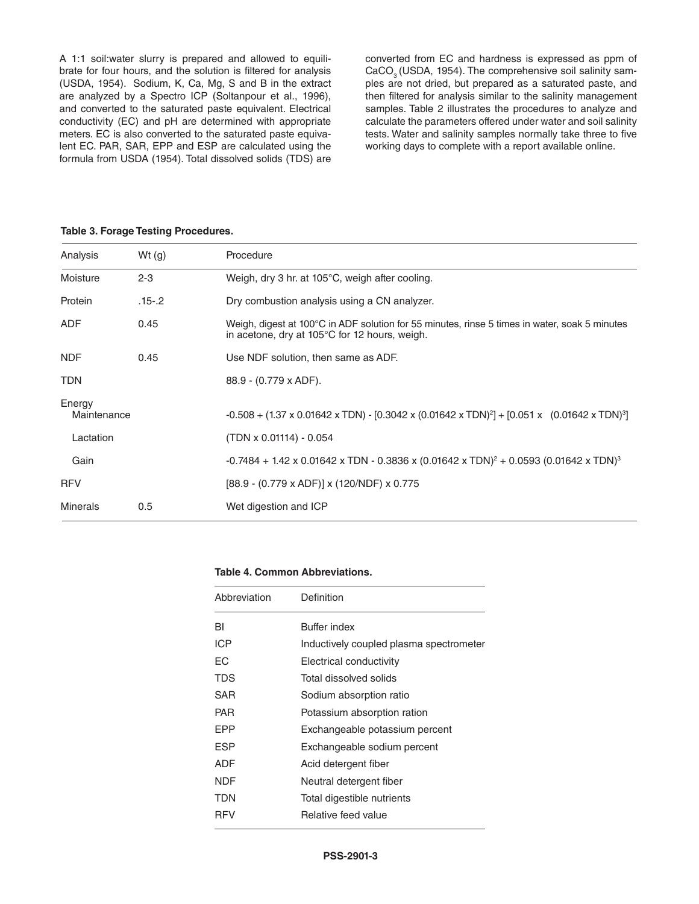A 1:1 soil:water slurry is prepared and allowed to equilibrate for four hours, and the solution is filtered for analysis (USDA, 1954). Sodium, K, Ca, Mg, S and B in the extract are analyzed by a Spectro ICP (Soltanpour et al., 1996), and converted to the saturated paste equivalent. Electrical conductivity (EC) and pH are determined with appropriate meters. EC is also converted to the saturated paste equivalent EC. PAR, SAR, EPP and ESP are calculated using the formula from USDA (1954). Total dissolved solids (TDS) are converted from EC and hardness is expressed as ppm of $CaCO_3$ (USDA, 1954). The comprehensive soil salinity samples are not dried, but prepared as a saturated paste, and then filtered for analysis similar to the salinity management samples. Table 2 illustrates the procedures to analyze and calculate the parameters offered under water and soil salinity tests. Water and salinity samples normally take three to five working days to complete with a report available online.

**Table 3. Forage Testing Procedures.**

| Analysis | Wt (g) | Procedure |
|---|---|---|
| Moisture | 2-3 | Weigh, dry 3 hr. at 105°C, weigh after cooling. |
| Protein | .15-.2 | Dry combustion analysis using a CN analyzer. |
| ADF | 0.45 | Weigh, digest at 100°C in ADF solution for 55 minutes, rinse 5 times in water, soak 5 minutes in acetone, dry at 105°C for 12 hours, weigh. |
| NDF | 0.45 | Use NDF solution, then same as ADF. |
| TDN | | 88.9 - (0.779 x ADF). |
| Energy Maintenance | | $-0.508 + (1.37 \times 0.01642 \times TDN) - [0.3042 \times (0.01642 \times TDN)^2] + [0.051 \times (0.01642 \times TDN)^3]$ |
| Lactation | | (TDN x 0.01114) - 0.054 |
| Gain | | $-0.7484 + 1.42 \times 0.01642 \times TDN - 0.3836 \times (0.01642 \times TDN)^2 + 0.0593 (0.01642 \times TDN)^3$ |
| RFV | | [88.9 - (0.779 x ADF)] x (120/NDF) x 0.775 |
| Minerals | 0.5 | Wet digestion and ICP |

**Table 4. Common Abbreviations.**

| Abbreviation | Definition |
|---|---|
| BI | Buffer index |
| ICP | Inductively coupled plasma spectrometer |
| EC | Electrical conductivity |
| TDS | Total dissolved solids |
| SAR | Sodium absorption ratio |
| PAR | Potassium absorption ration |
| EPP | Exchangeable potassium percent |
| ESP | Exchangeable sodium percent |
| ADF | Acid detergent fiber |
| NDF | Neutral detergent fiber |
| TDN | Total digestible nutrients |
| RFV | Relative feed value |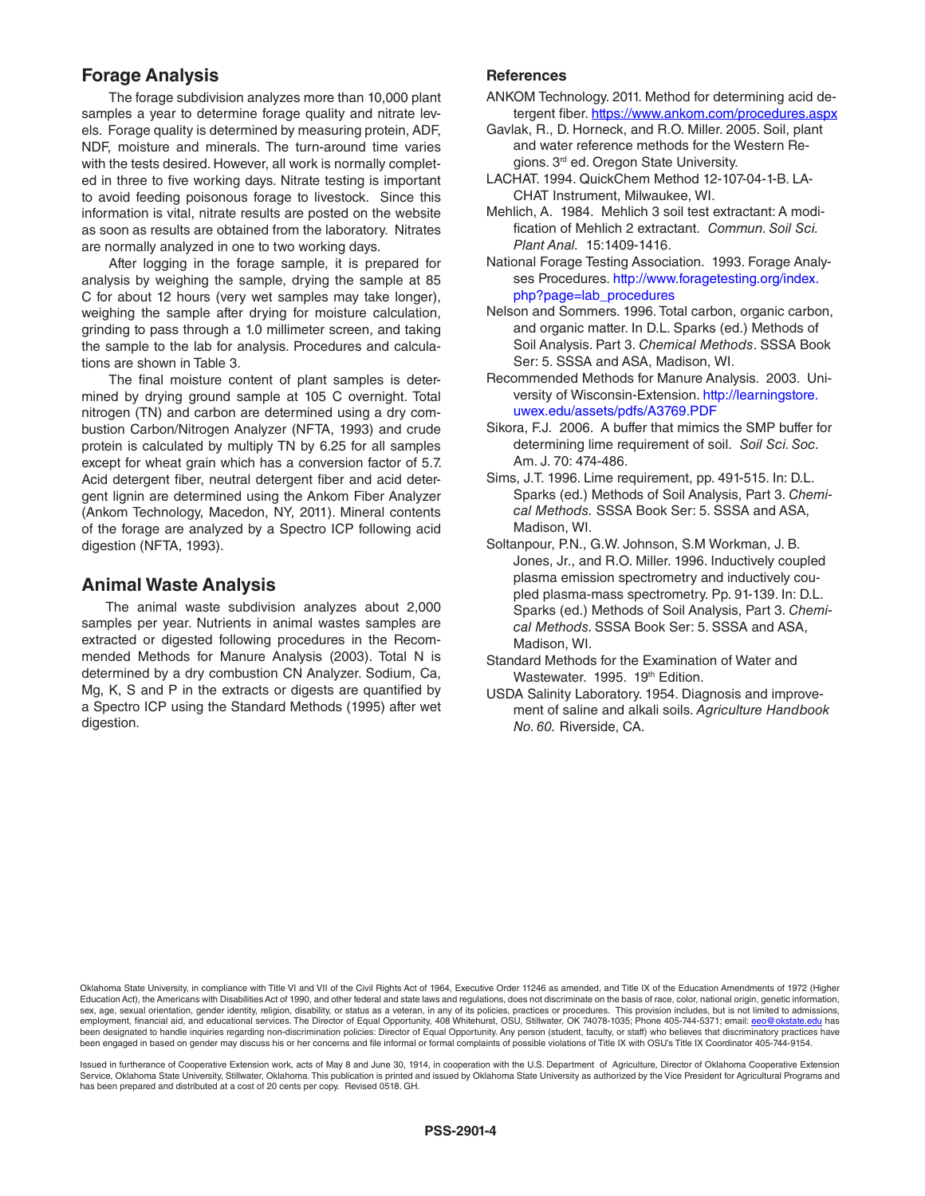## Forage Analysis

The forage subdivision analyzes more than 10,000 plant samples a year to determine forage quality and nitrate levels. Forage quality is determined by measuring protein, ADF, NDF, moisture and minerals. The turn-around time varies with the tests desired. However, all work is normally completed in three to five working days. Nitrate testing is important to avoid feeding poisonous forage to livestock. Since this information is vital, nitrate results are posted on the website as soon as results are obtained from the laboratory. Nitrates are normally analyzed in one to two working days.

After logging in the forage sample, it is prepared for analysis by weighing the sample, drying the sample at 85 C for about 12 hours (very wet samples may take longer), weighing the sample after drying for moisture calculation, grinding to pass through a 1.0 millimeter screen, and taking the sample to the lab for analysis. Procedures and calculations are shown in Table 3.

The final moisture content of plant samples is determined by drying ground sample at 105 C overnight. Total nitrogen (TN) and carbon are determined using a dry combustion Carbon/Nitrogen Analyzer (NFTA, 1993) and crude protein is calculated by multiply TN by 6.25 for all samples except for wheat grain which has a conversion factor of 5.7. Acid detergent fiber, neutral detergent fiber and acid detergent lignin are determined using the Ankom Fiber Analyzer (Ankom Technology, Macedon, NY, 2011). Mineral contents of the forage are analyzed by a Spectro ICP following acid digestion (NFTA, 1993).

## Animal Waste Analysis

The animal waste subdivision analyzes about 2,000 samples per year. Nutrients in animal wastes samples are extracted or digested following procedures in the Recommended Methods for Manure Analysis (2003). Total N is determined by a dry combustion CN Analyzer. Sodium, Ca, Mg, K, S and P in the extracts or digests are quantified by a Spectro ICP using the Standard Methods (1995) after wet digestion.

### References

ANKOM Technology. 2011. Method for determining acid detergent fiber. https://www.ankom.com/procedures.aspx

Gavlak, R., D. Horneck, and R.O. Miller. 2005. Soil, plant and water reference methods for the Western Regions. 3rd ed. Oregon State University.

LACHAT. 1994. QuickChem Method 12-107-04-1-B. LACHAT Instrument, Milwaukee, WI.

Mehlich, A. 1984. Mehlich 3 soil test extractant: A modification of Mehlich 2 extractant. *Commun. Soil Sci. Plant Anal.* 15:1409-1416.

National Forage Testing Association. 1993. Forage Analyses Procedures. http://www.foragetesting.org/index.php?page=lab_procedures

Nelson and Sommers. 1996. Total carbon, organic carbon, and organic matter. In D.L. Sparks (ed.) Methods of Soil Analysis. Part 3. *Chemical Methods*. SSSA Book Ser: 5. SSSA and ASA, Madison, WI.

Recommended Methods for Manure Analysis. 2003. University of Wisconsin-Extension. http://learningstore.uwex.edu/assets/pdfs/A3769.PDF

Sikora, F.J. 2006. A buffer that mimics the SMP buffer for determining lime requirement of soil. *Soil Sci. Soc.* Am. J. 70: 474-486.

Sims, J.T. 1996. Lime requirement, pp. 491-515. In: D.L. Sparks (ed.) Methods of Soil Analysis, Part 3. *Chemical Methods.* SSSA Book Ser: 5. SSSA and ASA, Madison, WI.

Soltanpour, P.N., G.W. Johnson, S.M Workman, J. B. Jones, Jr., and R.O. Miller. 1996. Inductively coupled plasma emission spectrometry and inductively coupled plasma-mass spectrometry. Pp. 91-139. In: D.L. Sparks (ed.) Methods of Soil Analysis, Part 3. *Chemical Methods*. SSSA Book Ser: 5. SSSA and ASA, Madison, WI.

Standard Methods for the Examination of Water and Wastewater. 1995. 19th Edition.

USDA Salinity Laboratory. 1954. Diagnosis and improvement of saline and alkali soils. *Agriculture Handbook No. 60.* Riverside, CA.

Oklahoma State University, in compliance with Title VI and VII of the Civil Rights Act of 1964, Executive Order 11246 as amended, and Title IX of the Education Amendments of 1972 (Higher Education Act), the Americans with Disabilities Act of 1990, and other federal and state laws and regulations, does not discriminate on the basis of race, color, national origin, genetic information, sex, age, sexual orientation, gender identity, religion, disability, or status as a veteran, in any of its policies, practices or procedures. This provision includes, but is not limited to admissions, employment, financial aid, and educational services. The Director of Equal Opportunity, 408 Whitehurst, OSU, Stillwater, OK 74078-1035; Phone 405-744-5371; email: eeo@okstate.edu has been designated to handle inquiries regarding non-discrimination policies: Director of Equal Opportunity. Any person (student, faculty, or staff) who believes that discriminatory practices have been engaged in based on gender may discuss his or her concerns and file informal or formal complaints of possible violations of Title IX with OSU's Title IX Coordinator 405-744-9154.

Issued in furtherance of Cooperative Extension work, acts of May 8 and June 30, 1914, in cooperation with the U.S. Department of Agriculture, Director of Oklahoma Cooperative Extension Service, Oklahoma State University, Stillwater, Oklahoma. This publication is printed and issued by Oklahoma State University as authorized by the Vice President for Agricultural Programs and has been prepared and distributed at a cost of 20 cents per copy. Revised 0518. GH.